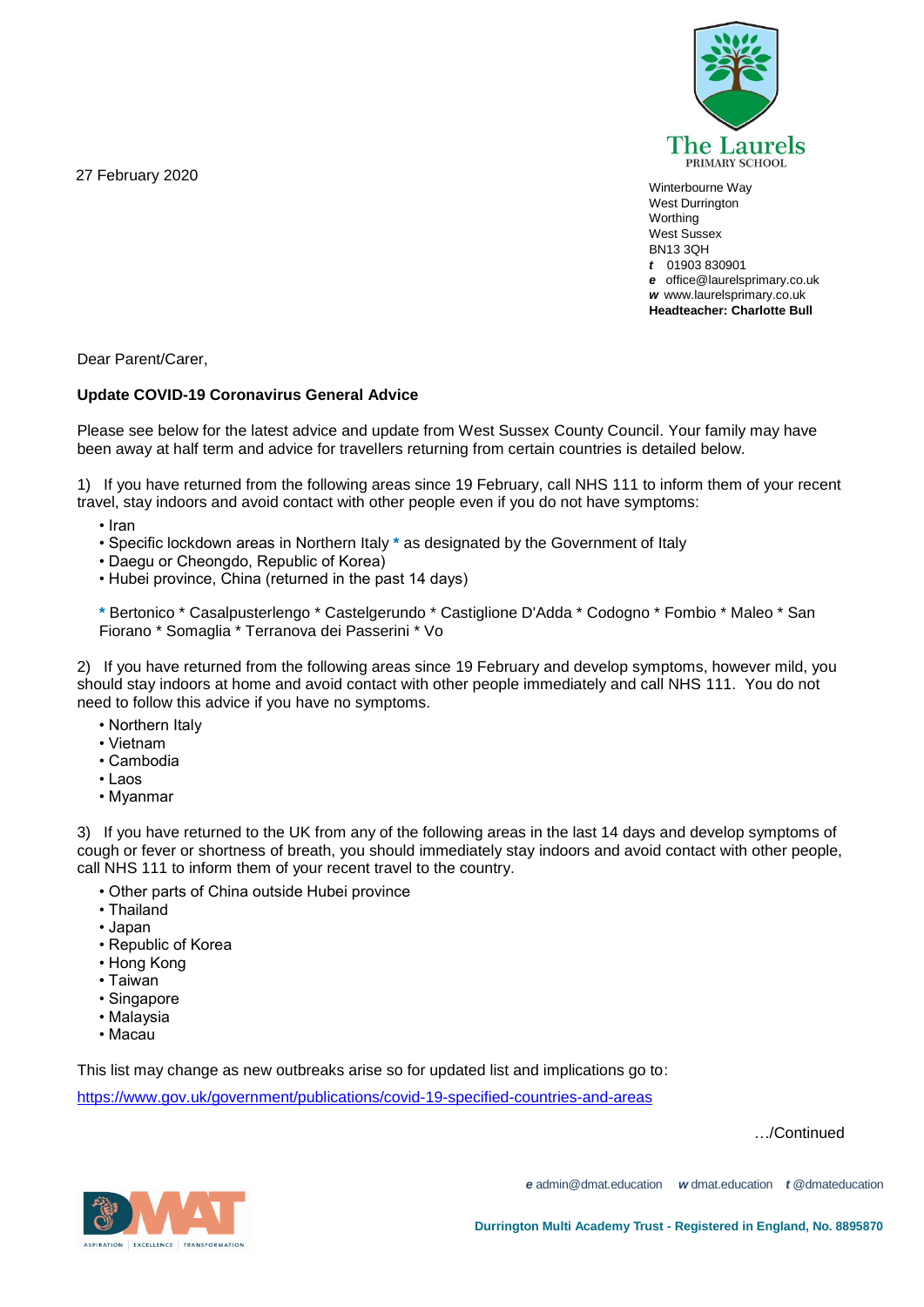The Laurels
PRIMARY SCHOOL

Winterbourne Way
West Durrington
Worthing
West Sussex
BN13 3QH
*t* 01903 830901
*e* office@laurelsprimary.co.uk
*w* www.laurelsprimary.co.uk
**Headteacher: Charlotte Bull**

27 February 2020

Dear Parent/Carer,

**Update COVID-19 Coronavirus General Advice**

Please see below for the latest advice and update from West Sussex County Council. Your family may have been away at half term and advice for travellers returning from certain countries is detailed below.

1) If you have returned from the following areas since 19 February, call NHS 111 to inform them of your recent travel, stay indoors and avoid contact with other people even if you do not have symptoms:

- Iran
- Specific lockdown areas in Northern Italy * as designated by the Government of Italy
- Daegu or Cheongdo, Republic of Korea)
- Hubei province, China (returned in the past 14 days)

* Bertonico * Casalpusterlengo * Castelgerundo * Castiglione D'Adda * Codogno * Fombio * Maleo * San Fiorano * Somaglia * Terranova dei Passerini * Vo

2) If you have returned from the following areas since 19 February and develop symptoms, however mild, you should stay indoors at home and avoid contact with other people immediately and call NHS 111. You do not need to follow this advice if you have no symptoms.

- Northern Italy
- Vietnam
- Cambodia
- Laos
- Myanmar

3) If you have returned to the UK from any of the following areas in the last 14 days and develop symptoms of cough or fever or shortness of breath, you should immediately stay indoors and avoid contact with other people, call NHS 111 to inform them of your recent travel to the country.

- Other parts of China outside Hubei province
- Thailand
- Japan
- Republic of Korea
- Hong Kong
- Taiwan
- Singapore
- Malaysia
- Macau

This list may change as new outbreaks arise so for updated list and implications go to:

https://www.gov.uk/government/publications/covid-19-specified-countries-and-areas

…/Continued

*e* admin@dmat.education *w* dmat.education *t* @dmateducation

**Durrington Multi Academy Trust - Registered in England, No. 8895870**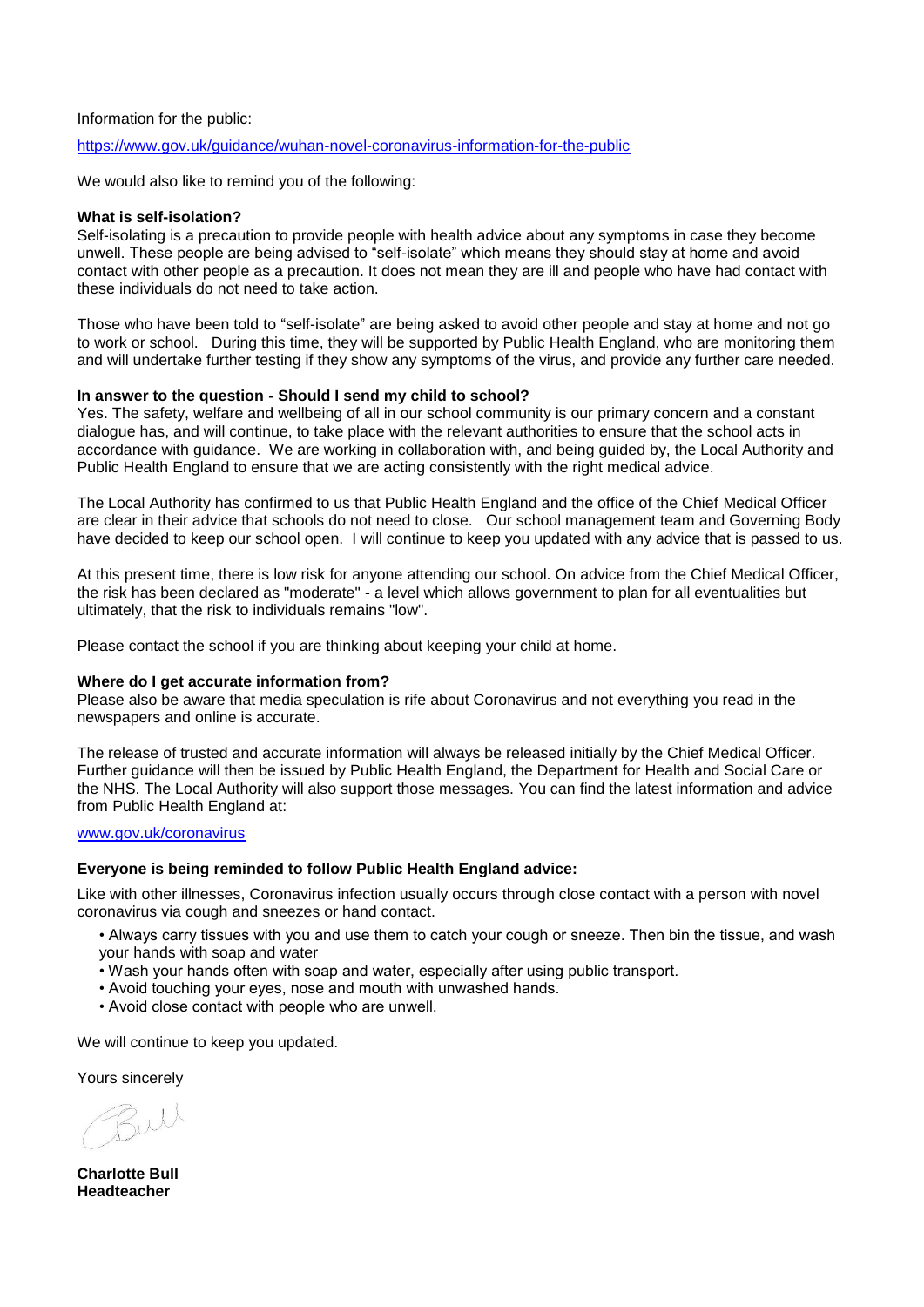Information for the public:

https://www.gov.uk/guidance/wuhan-novel-coronavirus-information-for-the-public

We would also like to remind you of the following:

**What is self-isolation?**

Self-isolating is a precaution to provide people with health advice about any symptoms in case they become unwell. These people are being advised to "self-isolate" which means they should stay at home and avoid contact with other people as a precaution. It does not mean they are ill and people who have had contact with these individuals do not need to take action.

Those who have been told to "self-isolate" are being asked to avoid other people and stay at home and not go to work or school. During this time, they will be supported by Public Health England, who are monitoring them and will undertake further testing if they show any symptoms of the virus, and provide any further care needed.

**In answer to the question - Should I send my child to school?**

Yes. The safety, welfare and wellbeing of all in our school community is our primary concern and a constant dialogue has, and will continue, to take place with the relevant authorities to ensure that the school acts in accordance with guidance. We are working in collaboration with, and being guided by, the Local Authority and Public Health England to ensure that we are acting consistently with the right medical advice.

The Local Authority has confirmed to us that Public Health England and the office of the Chief Medical Officer are clear in their advice that schools do not need to close. Our school management team and Governing Body have decided to keep our school open. I will continue to keep you updated with any advice that is passed to us.

At this present time, there is low risk for anyone attending our school. On advice from the Chief Medical Officer, the risk has been declared as "moderate" - a level which allows government to plan for all eventualities but ultimately, that the risk to individuals remains "low".

Please contact the school if you are thinking about keeping your child at home.

**Where do I get accurate information from?**

Please also be aware that media speculation is rife about Coronavirus and not everything you read in the newspapers and online is accurate.

The release of trusted and accurate information will always be released initially by the Chief Medical Officer. Further guidance will then be issued by Public Health England, the Department for Health and Social Care or the NHS. The Local Authority will also support those messages. You can find the latest information and advice from Public Health England at:

www.gov.uk/coronavirus

**Everyone is being reminded to follow Public Health England advice:**

Like with other illnesses, Coronavirus infection usually occurs through close contact with a person with novel coronavirus via cough and sneezes or hand contact.

- Always carry tissues with you and use them to catch your cough or sneeze. Then bin the tissue, and wash your hands with soap and water
- Wash your hands often with soap and water, especially after using public transport.
- Avoid touching your eyes, nose and mouth with unwashed hands.
- Avoid close contact with people who are unwell.

We will continue to keep you updated.

Yours sincerely

**Charlotte Bull**
**Headteacher**